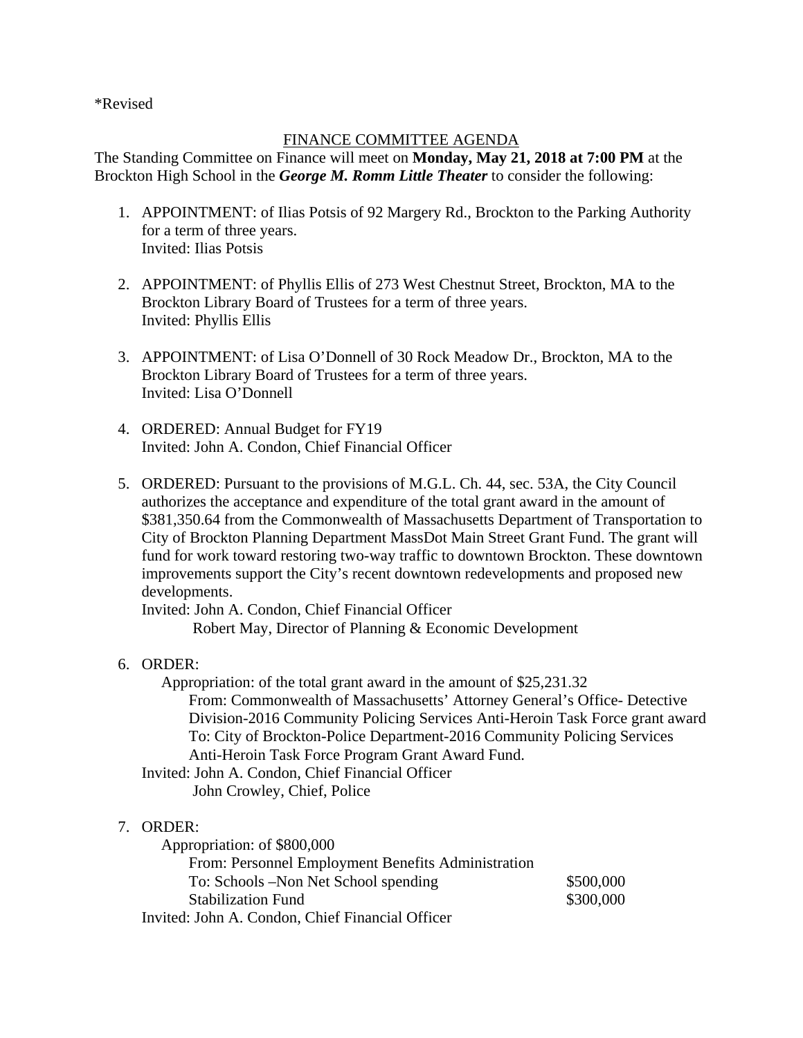*Revised

<u>FINANCE COMMITTEE AGENDA</u>

The Standing Committee on Finance will meet on **Monday, May 21, 2018 at 7:00 PM** at the Brockton High School in the ***George M. Romm Little Theater*** to consider the following:

1. APPOINTMENT: of Ilias Potsis of 92 Margery Rd., Brockton to the Parking Authority for a term of three years.
   Invited: Ilias Potsis

2. APPOINTMENT: of Phyllis Ellis of 273 West Chestnut Street, Brockton, MA to the Brockton Library Board of Trustees for a term of three years.
   Invited: Phyllis Ellis

3. APPOINTMENT: of Lisa O'Donnell of 30 Rock Meadow Dr., Brockton, MA to the Brockton Library Board of Trustees for a term of three years.
   Invited: Lisa O'Donnell

4. ORDERED: Annual Budget for FY19
   Invited: John A. Condon, Chief Financial Officer

5. ORDERED: Pursuant to the provisions of M.G.L. Ch. 44, sec. 53A, the City Council authorizes the acceptance and expenditure of the total grant award in the amount of $381,350.64 from the Commonwealth of Massachusetts Department of Transportation to City of Brockton Planning Department MassDot Main Street Grant Fund. The grant will fund for work toward restoring two-way traffic to downtown Brockton. These downtown improvements support the City's recent downtown redevelopments and proposed new developments.
   Invited: John A. Condon, Chief Financial Officer
   Robert May, Director of Planning & Economic Development

6. ORDER:
   Appropriation: of the total grant award in the amount of $25,231.32
   From: Commonwealth of Massachusetts' Attorney General's Office- Detective Division-2016 Community Policing Services Anti-Heroin Task Force grant award
   To: City of Brockton-Police Department-2016 Community Policing Services Anti-Heroin Task Force Program Grant Award Fund.
   Invited: John A. Condon, Chief Financial Officer
   John Crowley, Chief, Police

7. ORDER:
   Appropriation: of $800,000
   From: Personnel Employment Benefits Administration
   To: Schools –Non Net School spending $500,000
   Stabilization Fund $300,000
   Invited: John A. Condon, Chief Financial Officer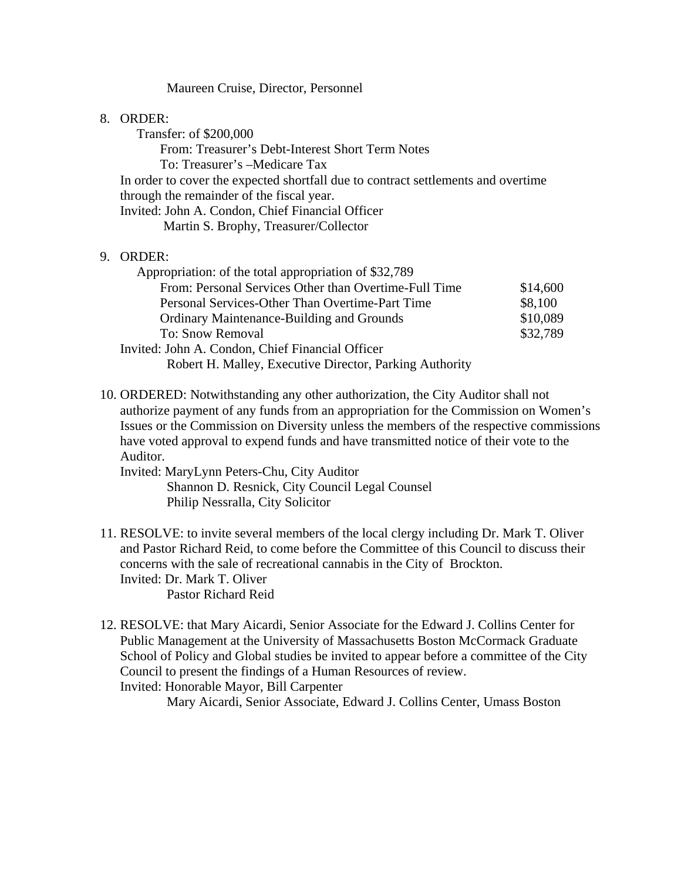Maureen Cruise, Director, Personnel

8. ORDER:

   Transfer: of $200,000

   From: Treasurer's Debt-Interest Short Term Notes

   To: Treasurer's –Medicare Tax

   In order to cover the expected shortfall due to contract settlements and overtime through the remainder of the fiscal year.

   Invited: John A. Condon, Chief Financial Officer

   Martin S. Brophy, Treasurer/Collector

9. ORDER:

   Appropriation: of the total appropriation of $32,789

| | |
|---|---|
| From: Personal Services Other than Overtime-Full Time | $14,600 |
| Personal Services-Other Than Overtime-Part Time | $8,100 |
| Ordinary Maintenance-Building and Grounds | $10,089 |
| To: Snow Removal | $32,789 |

   Invited: John A. Condon, Chief Financial Officer

   Robert H. Malley, Executive Director, Parking Authority

10. ORDERED: Notwithstanding any other authorization, the City Auditor shall not authorize payment of any funds from an appropriation for the Commission on Women's Issues or the Commission on Diversity unless the members of the respective commissions have voted approval to expend funds and have transmitted notice of their vote to the Auditor.

    Invited: MaryLynn Peters-Chu, City Auditor

    Shannon D. Resnick, City Council Legal Counsel

    Philip Nessralla, City Solicitor

11. RESOLVE: to invite several members of the local clergy including Dr. Mark T. Oliver and Pastor Richard Reid, to come before the Committee of this Council to discuss their concerns with the sale of recreational cannabis in the City of Brockton.

    Invited: Dr. Mark T. Oliver

    Pastor Richard Reid

12. RESOLVE: that Mary Aicardi, Senior Associate for the Edward J. Collins Center for Public Management at the University of Massachusetts Boston McCormack Graduate School of Policy and Global studies be invited to appear before a committee of the City Council to present the findings of a Human Resources of review.

    Invited: Honorable Mayor, Bill Carpenter

    Mary Aicardi, Senior Associate, Edward J. Collins Center, Umass Boston